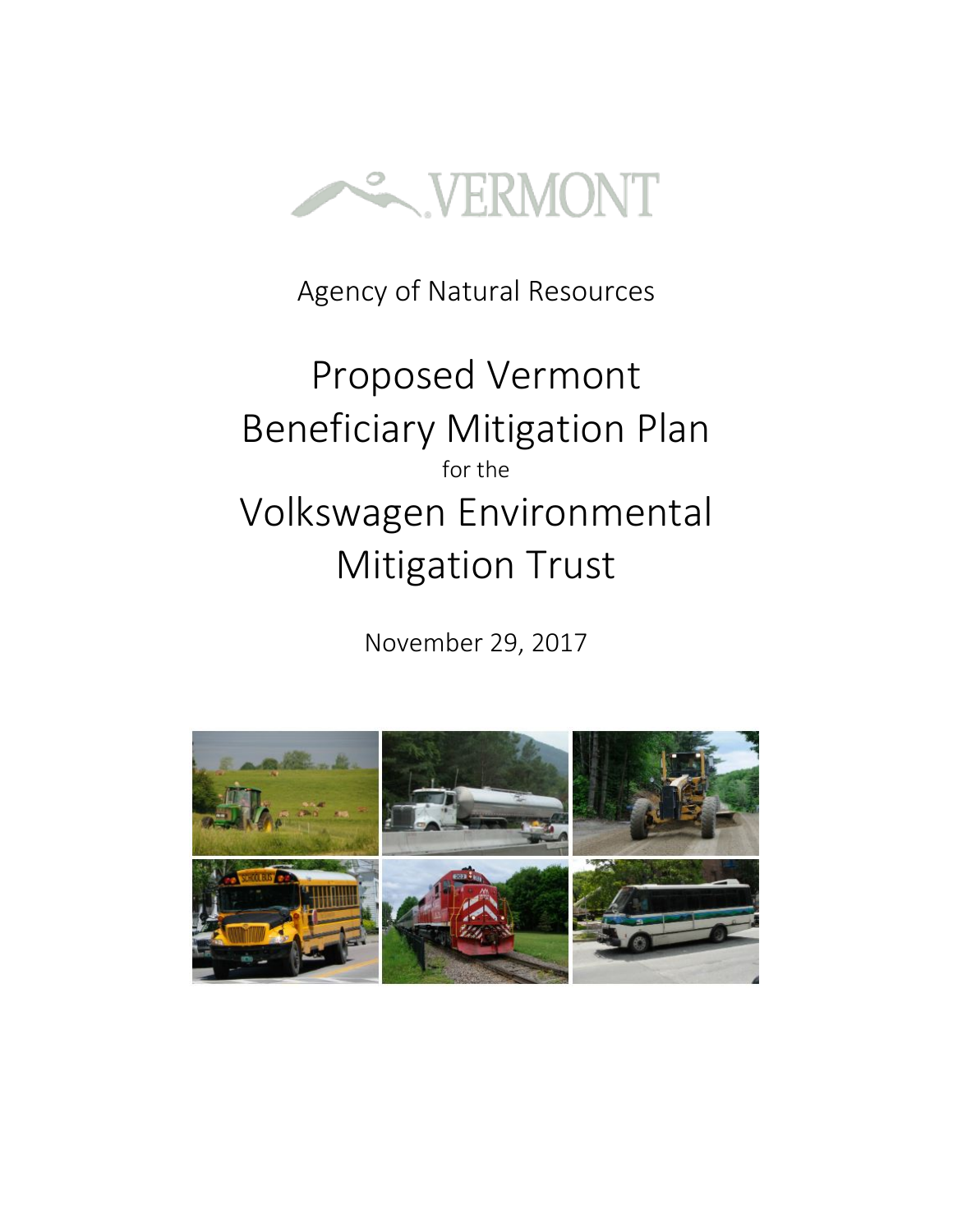VERMONT

Agency of Natural Resources

# Proposed Vermont Beneficiary Mitigation Plan

for the

# Volkswagen Environmental Mitigation Trust

November 29, 2017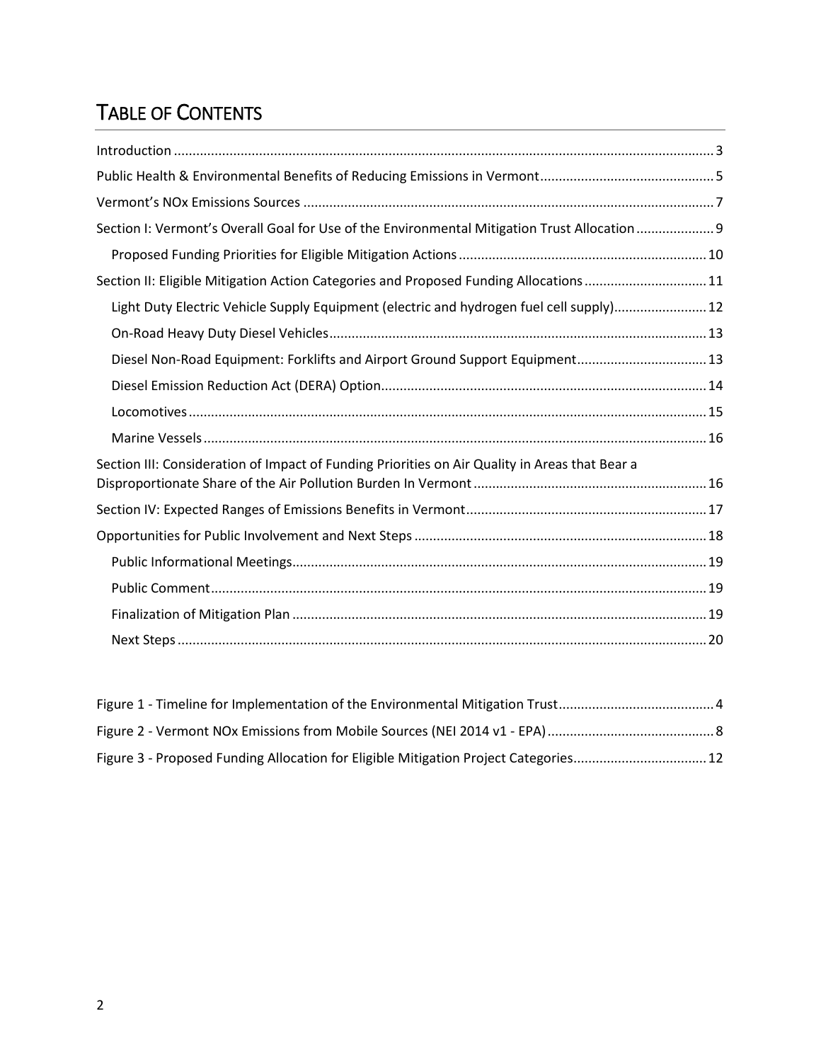# TABLE OF CONTENTS

Introduction ........................................................................................................................................ 3

Public Health & Environmental Benefits of Reducing Emissions in Vermont ............................................. 5

Vermont's NOx Emissions Sources ............................................................................................................ 7

Section I: Vermont's Overall Goal for Use of the Environmental Mitigation Trust Allocation ..................... 9

- Proposed Funding Priorities for Eligible Mitigation Actions .................................................................. 10

Section II: Eligible Mitigation Action Categories and Proposed Funding Allocations ................................. 11

- Light Duty Electric Vehicle Supply Equipment (electric and hydrogen fuel cell supply) ......................... 12
- On-Road Heavy Duty Diesel Vehicles ..................................................................................................... 13
- Diesel Non-Road Equipment: Forklifts and Airport Ground Support Equipment ................................... 13
- Diesel Emission Reduction Act (DERA) Option ....................................................................................... 14
- Locomotives ........................................................................................................................................... 15
- Marine Vessels ....................................................................................................................................... 16

Section III: Consideration of Impact of Funding Priorities on Air Quality in Areas that Bear a Disproportionate Share of the Air Pollution Burden In Vermont ............................................................... 16

Section IV: Expected Ranges of Emissions Benefits in Vermont ................................................................. 17

Opportunities for Public Involvement and Next Steps ............................................................................... 18

- Public Informational Meetings ............................................................................................................... 19
- Public Comment ..................................................................................................................................... 19
- Finalization of Mitigation Plan ............................................................................................................... 19
- Next Steps .............................................................................................................................................. 20

Figure 1 - Timeline for Implementation of the Environmental Mitigation Trust .......................................... 4

Figure 2 - Vermont NOx Emissions from Mobile Sources (NEI 2014 v1 - EPA) ............................................ 8

Figure 3 - Proposed Funding Allocation for Eligible Mitigation Project Categories .................................... 12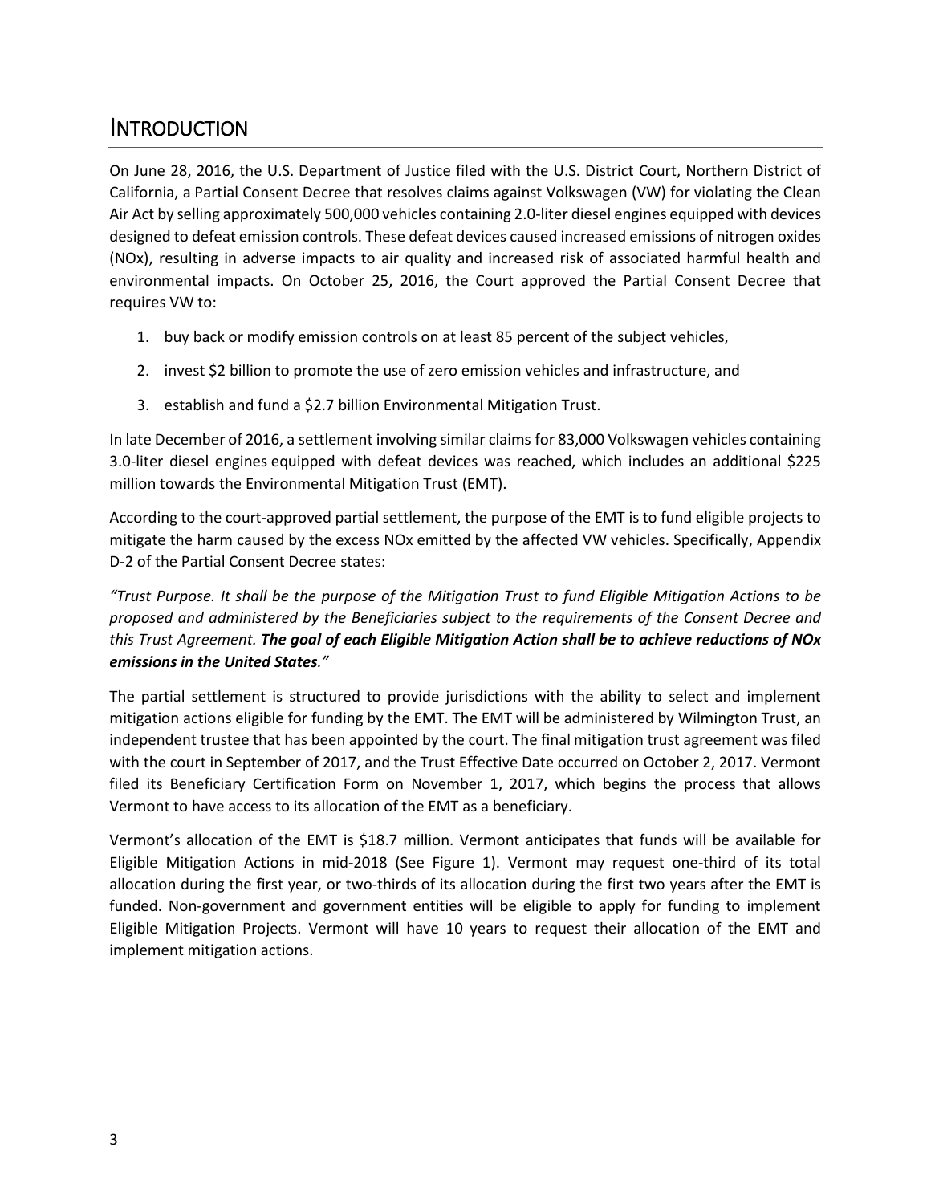# INTRODUCTION

On June 28, 2016, the U.S. Department of Justice filed with the U.S. District Court, Northern District of California, a Partial Consent Decree that resolves claims against Volkswagen (VW) for violating the Clean Air Act by selling approximately 500,000 vehicles containing 2.0-liter diesel engines equipped with devices designed to defeat emission controls. These defeat devices caused increased emissions of nitrogen oxides (NOx), resulting in adverse impacts to air quality and increased risk of associated harmful health and environmental impacts. On October 25, 2016, the Court approved the Partial Consent Decree that requires VW to:

1. buy back or modify emission controls on at least 85 percent of the subject vehicles,
2. invest $2 billion to promote the use of zero emission vehicles and infrastructure, and
3. establish and fund a $2.7 billion Environmental Mitigation Trust.

In late December of 2016, a settlement involving similar claims for 83,000 Volkswagen vehicles containing 3.0-liter diesel engines equipped with defeat devices was reached, which includes an additional $225 million towards the Environmental Mitigation Trust (EMT).

According to the court-approved partial settlement, the purpose of the EMT is to fund eligible projects to mitigate the harm caused by the excess NOx emitted by the affected VW vehicles. Specifically, Appendix D-2 of the Partial Consent Decree states:

*"Trust Purpose. It shall be the purpose of the Mitigation Trust to fund Eligible Mitigation Actions to be proposed and administered by the Beneficiaries subject to the requirements of the Consent Decree and this Trust Agreement.* ***The goal of each Eligible Mitigation Action shall be to achieve reductions of NOx emissions in the United States****."*

The partial settlement is structured to provide jurisdictions with the ability to select and implement mitigation actions eligible for funding by the EMT. The EMT will be administered by Wilmington Trust, an independent trustee that has been appointed by the court. The final mitigation trust agreement was filed with the court in September of 2017, and the Trust Effective Date occurred on October 2, 2017. Vermont filed its Beneficiary Certification Form on November 1, 2017, which begins the process that allows Vermont to have access to its allocation of the EMT as a beneficiary.

Vermont's allocation of the EMT is $18.7 million. Vermont anticipates that funds will be available for Eligible Mitigation Actions in mid-2018 (See Figure 1). Vermont may request one-third of its total allocation during the first year, or two-thirds of its allocation during the first two years after the EMT is funded. Non-government and government entities will be eligible to apply for funding to implement Eligible Mitigation Projects. Vermont will have 10 years to request their allocation of the EMT and implement mitigation actions.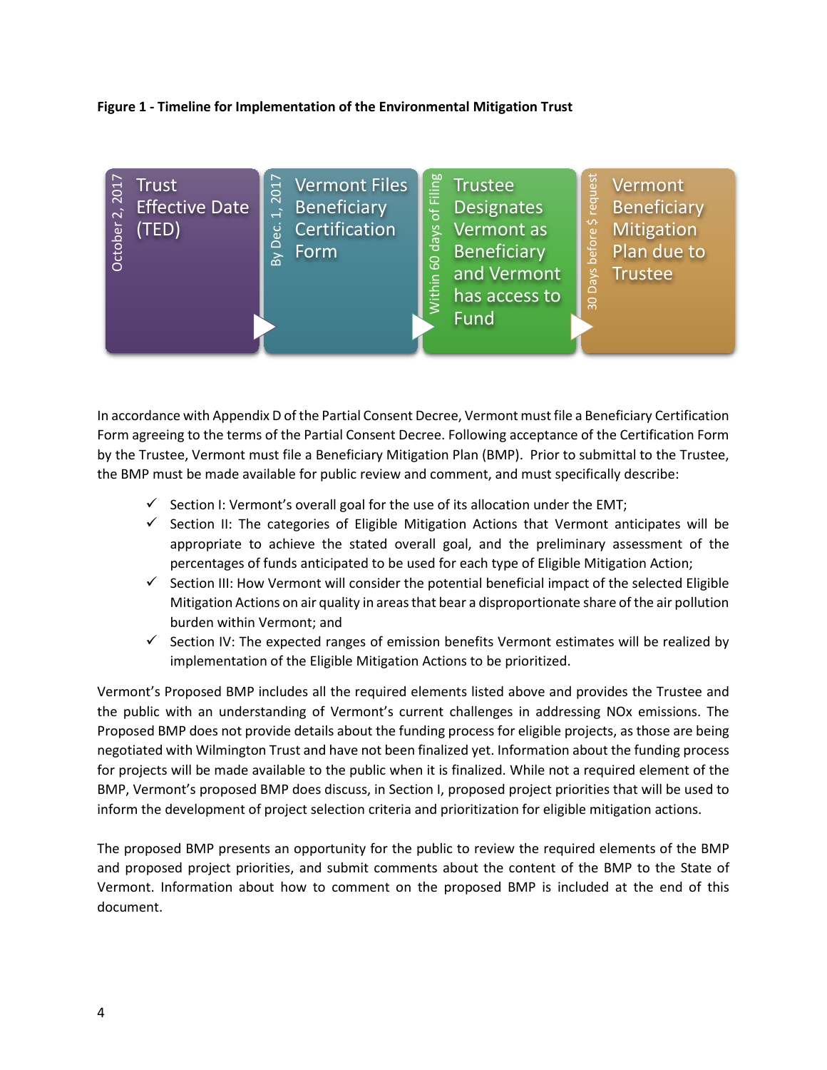**Figure 1 - Timeline for Implementation of the Environmental Mitigation Trust**

| October 2, 2017 | By Dec. 1, 2017 | Within 60 days of Filing | 30 Days before $ request |
|---|---|---|---|
| Trust Effective Date (TED) | Vermont Files Beneficiary Certification Form | Trustee Designates Vermont as Beneficiary and Vermont has access to Fund | Vermont Beneficiary Mitigation Plan due to Trustee |

In accordance with Appendix D of the Partial Consent Decree, Vermont must file a Beneficiary Certification Form agreeing to the terms of the Partial Consent Decree. Following acceptance of the Certification Form by the Trustee, Vermont must file a Beneficiary Mitigation Plan (BMP). Prior to submittal to the Trustee, the BMP must be made available for public review and comment, and must specifically describe:

- ✓ Section I: Vermont's overall goal for the use of its allocation under the EMT;
- ✓ Section II: The categories of Eligible Mitigation Actions that Vermont anticipates will be appropriate to achieve the stated overall goal, and the preliminary assessment of the percentages of funds anticipated to be used for each type of Eligible Mitigation Action;
- ✓ Section III: How Vermont will consider the potential beneficial impact of the selected Eligible Mitigation Actions on air quality in areas that bear a disproportionate share of the air pollution burden within Vermont; and
- ✓ Section IV: The expected ranges of emission benefits Vermont estimates will be realized by implementation of the Eligible Mitigation Actions to be prioritized.

Vermont's Proposed BMP includes all the required elements listed above and provides the Trustee and the public with an understanding of Vermont's current challenges in addressing NOx emissions. The Proposed BMP does not provide details about the funding process for eligible projects, as those are being negotiated with Wilmington Trust and have not been finalized yet. Information about the funding process for projects will be made available to the public when it is finalized. While not a required element of the BMP, Vermont's proposed BMP does discuss, in Section I, proposed project priorities that will be used to inform the development of project selection criteria and prioritization for eligible mitigation actions.

The proposed BMP presents an opportunity for the public to review the required elements of the BMP and proposed project priorities, and submit comments about the content of the BMP to the State of Vermont. Information about how to comment on the proposed BMP is included at the end of this document.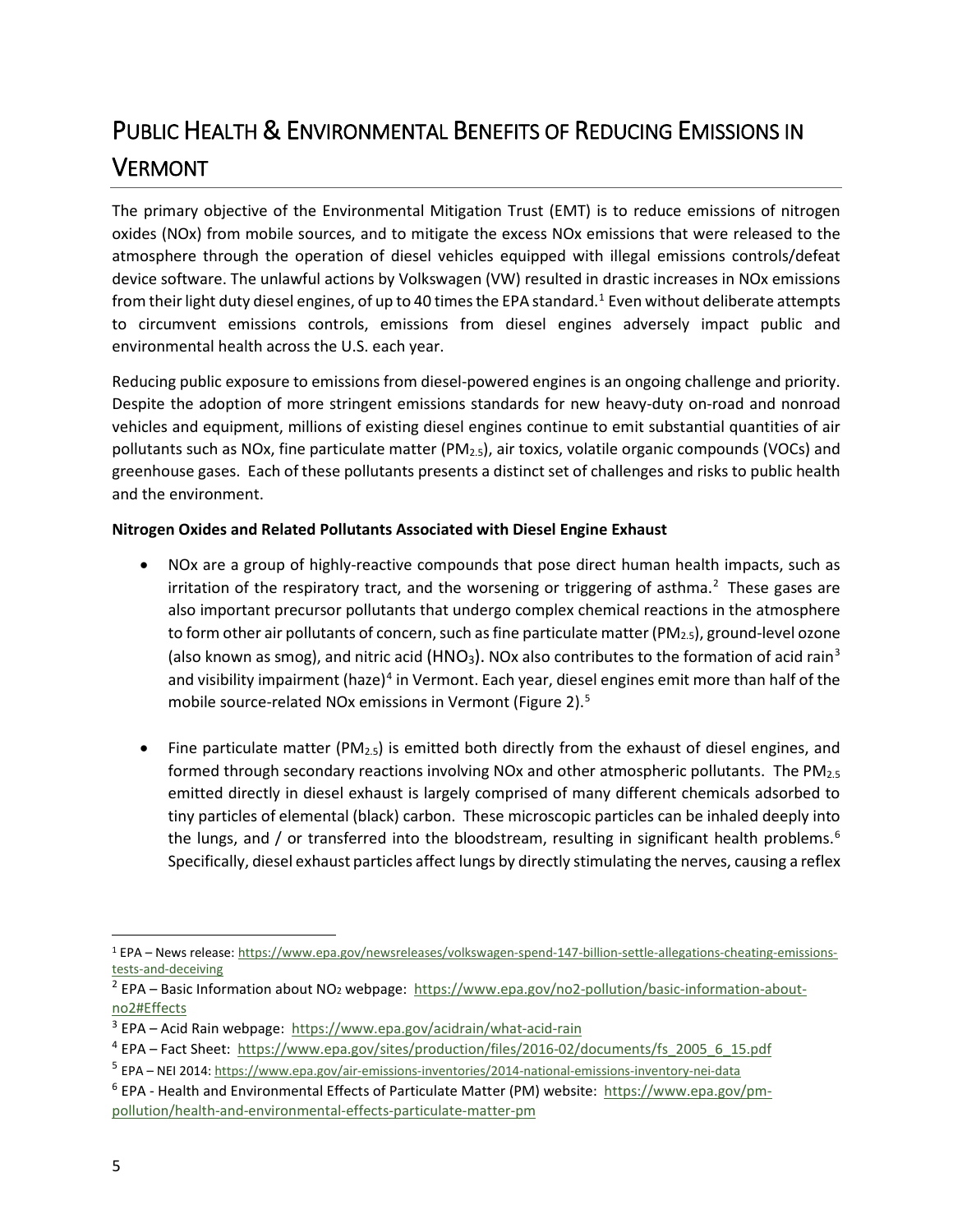# Public Health & Environmental Benefits of Reducing Emissions in Vermont

The primary objective of the Environmental Mitigation Trust (EMT) is to reduce emissions of nitrogen oxides (NOx) from mobile sources, and to mitigate the excess NOx emissions that were released to the atmosphere through the operation of diesel vehicles equipped with illegal emissions controls/defeat device software. The unlawful actions by Volkswagen (VW) resulted in drastic increases in NOx emissions from their light duty diesel engines, of up to 40 times the EPA standard.[1] Even without deliberate attempts to circumvent emissions controls, emissions from diesel engines adversely impact public and environmental health across the U.S. each year.

Reducing public exposure to emissions from diesel-powered engines is an ongoing challenge and priority. Despite the adoption of more stringent emissions standards for new heavy-duty on-road and nonroad vehicles and equipment, millions of existing diesel engines continue to emit substantial quantities of air pollutants such as NOx, fine particulate matter ($PM_{2.5}$), air toxics, volatile organic compounds (VOCs) and greenhouse gases. Each of these pollutants presents a distinct set of challenges and risks to public health and the environment.

**Nitrogen Oxides and Related Pollutants Associated with Diesel Engine Exhaust**

- NOx are a group of highly-reactive compounds that pose direct human health impacts, such as irritation of the respiratory tract, and the worsening or triggering of asthma.[2] These gases are also important precursor pollutants that undergo complex chemical reactions in the atmosphere to form other air pollutants of concern, such as fine particulate matter ($PM_{2.5}$), ground-level ozone (also known as smog), and nitric acid ($HNO_3$). NOx also contributes to the formation of acid rain[3] and visibility impairment (haze)[4] in Vermont. Each year, diesel engines emit more than half of the mobile source-related NOx emissions in Vermont (Figure 2).[5]

- Fine particulate matter ($PM_{2.5}$) is emitted both directly from the exhaust of diesel engines, and formed through secondary reactions involving NOx and other atmospheric pollutants. The $PM_{2.5}$ emitted directly in diesel exhaust is largely comprised of many different chemicals adsorbed to tiny particles of elemental (black) carbon. These microscopic particles can be inhaled deeply into the lungs, and / or transferred into the bloodstream, resulting in significant health problems.[6] Specifically, diesel exhaust particles affect lungs by directly stimulating the nerves, causing a reflex

---

[1] EPA – News release: https://www.epa.gov/newsreleases/volkswagen-spend-147-billion-settle-allegations-cheating-emissions-tests-and-deceiving

[2] EPA – Basic Information about $NO_2$ webpage: https://www.epa.gov/no2-pollution/basic-information-about-no2#Effects

[3] EPA – Acid Rain webpage: https://www.epa.gov/acidrain/what-acid-rain

[4] EPA – Fact Sheet: https://www.epa.gov/sites/production/files/2016-02/documents/fs_2005_6_15.pdf

[5] EPA – NEI 2014: https://www.epa.gov/air-emissions-inventories/2014-national-emissions-inventory-nei-data

[6] EPA - Health and Environmental Effects of Particulate Matter (PM) website: https://www.epa.gov/pm-pollution/health-and-environmental-effects-particulate-matter-pm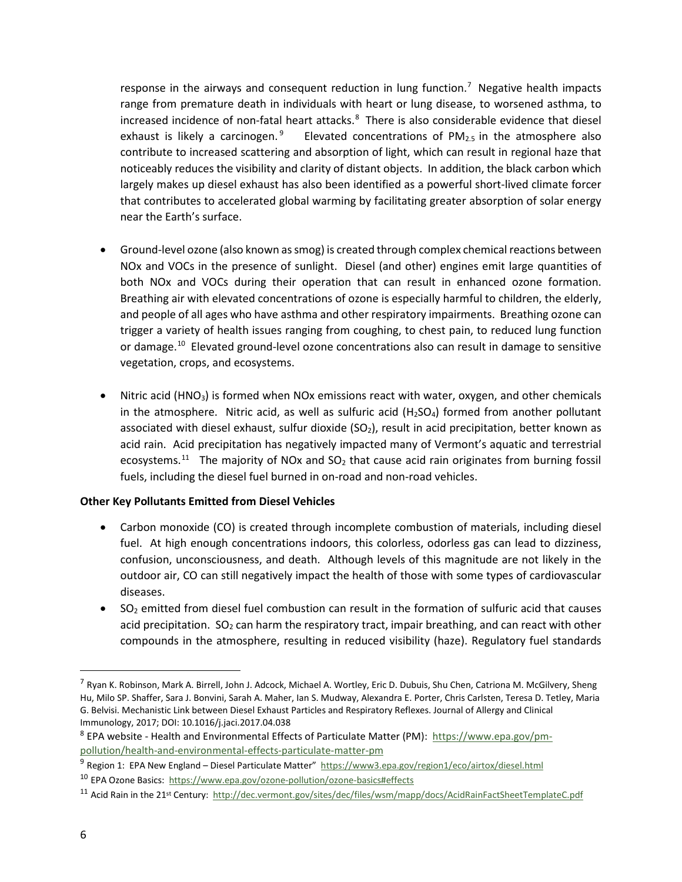response in the airways and consequent reduction in lung function.[7] Negative health impacts range from premature death in individuals with heart or lung disease, to worsened asthma, to increased incidence of non-fatal heart attacks.[8] There is also considerable evidence that diesel exhaust is likely a carcinogen.[9] Elevated concentrations of $PM_{2.5}$ in the atmosphere also contribute to increased scattering and absorption of light, which can result in regional haze that noticeably reduces the visibility and clarity of distant objects. In addition, the black carbon which largely makes up diesel exhaust has also been identified as a powerful short-lived climate forcer that contributes to accelerated global warming by facilitating greater absorption of solar energy near the Earth's surface.

- Ground-level ozone (also known as smog) is created through complex chemical reactions between NOx and VOCs in the presence of sunlight. Diesel (and other) engines emit large quantities of both NOx and VOCs during their operation that can result in enhanced ozone formation. Breathing air with elevated concentrations of ozone is especially harmful to children, the elderly, and people of all ages who have asthma and other respiratory impairments. Breathing ozone can trigger a variety of health issues ranging from coughing, to chest pain, to reduced lung function or damage.[10] Elevated ground-level ozone concentrations also can result in damage to sensitive vegetation, crops, and ecosystems.

- Nitric acid ($HNO_3$) is formed when NOx emissions react with water, oxygen, and other chemicals in the atmosphere. Nitric acid, as well as sulfuric acid ($H_2SO_4$) formed from another pollutant associated with diesel exhaust, sulfur dioxide ($SO_2$), result in acid precipitation, better known as acid rain. Acid precipitation has negatively impacted many of Vermont's aquatic and terrestrial ecosystems.[11] The majority of NOx and $SO_2$ that cause acid rain originates from burning fossil fuels, including the diesel fuel burned in on-road and non-road vehicles.

**Other Key Pollutants Emitted from Diesel Vehicles**

- Carbon monoxide (CO) is created through incomplete combustion of materials, including diesel fuel. At high enough concentrations indoors, this colorless, odorless gas can lead to dizziness, confusion, unconsciousness, and death. Although levels of this magnitude are not likely in the outdoor air, CO can still negatively impact the health of those with some types of cardiovascular diseases.
- $SO_2$ emitted from diesel fuel combustion can result in the formation of sulfuric acid that causes acid precipitation. $SO_2$ can harm the respiratory tract, impair breathing, and can react with other compounds in the atmosphere, resulting in reduced visibility (haze). Regulatory fuel standards

---

[7] Ryan K. Robinson, Mark A. Birrell, John J. Adcock, Michael A. Wortley, Eric D. Dubuis, Shu Chen, Catriona M. McGilvery, Sheng Hu, Milo SP. Shaffer, Sara J. Bonvini, Sarah A. Maher, Ian S. Mudway, Alexandra E. Porter, Chris Carlsten, Teresa D. Tetley, Maria G. Belvisi. Mechanistic Link between Diesel Exhaust Particles and Respiratory Reflexes. Journal of Allergy and Clinical Immunology, 2017; DOI: 10.1016/j.jaci.2017.04.038

[8] EPA website - Health and Environmental Effects of Particulate Matter (PM): https://www.epa.gov/pm-pollution/health-and-environmental-effects-particulate-matter-pm

[9] Region 1: EPA New England – Diesel Particulate Matter" https://www3.epa.gov/region1/eco/airtox/diesel.html

[10] EPA Ozone Basics: https://www.epa.gov/ozone-pollution/ozone-basics#effects

[11] Acid Rain in the 21st Century: http://dec.vermont.gov/sites/dec/files/wsm/mapp/docs/AcidRainFactSheetTemplateC.pdf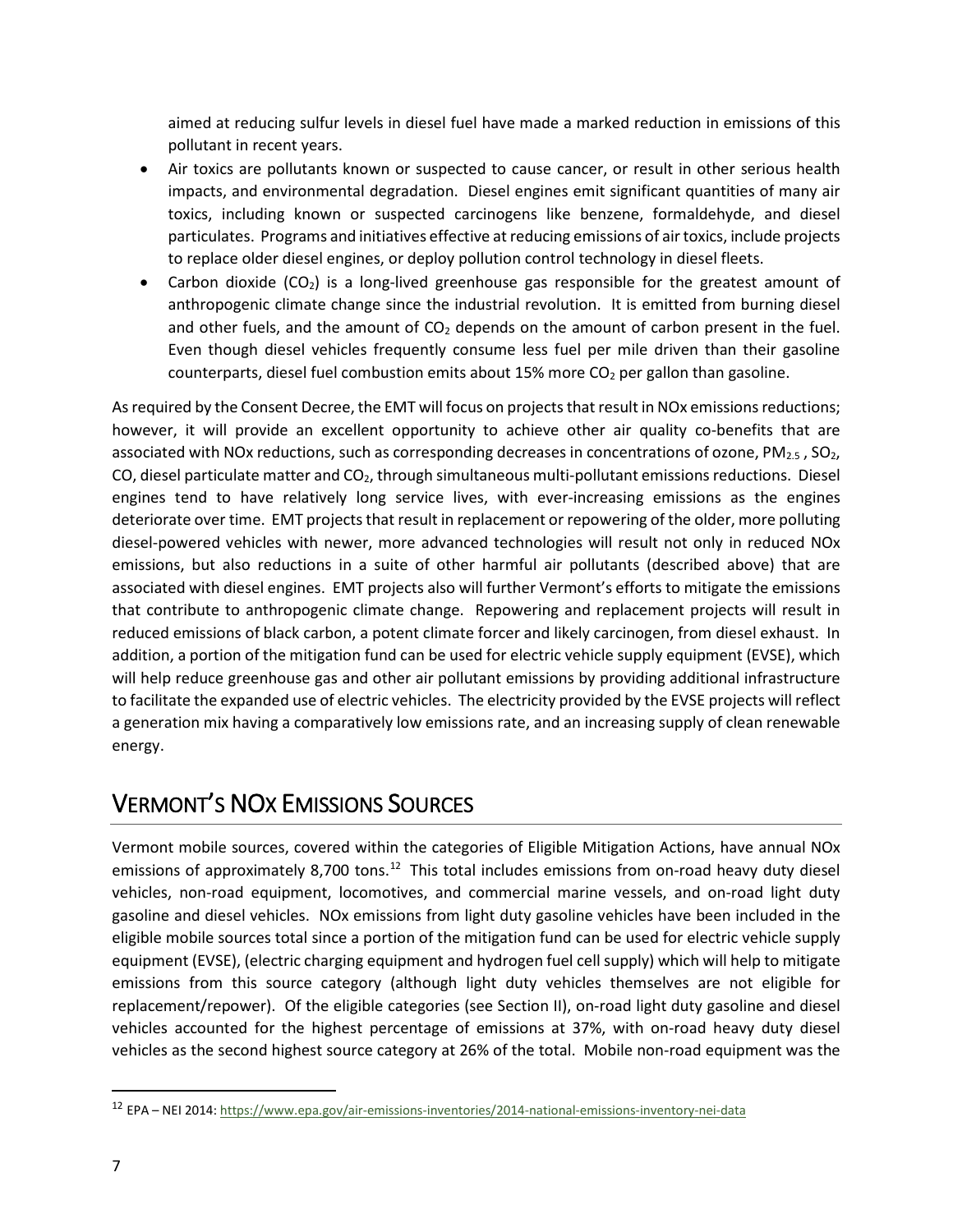aimed at reducing sulfur levels in diesel fuel have made a marked reduction in emissions of this pollutant in recent years.

- Air toxics are pollutants known or suspected to cause cancer, or result in other serious health impacts, and environmental degradation. Diesel engines emit significant quantities of many air toxics, including known or suspected carcinogens like benzene, formaldehyde, and diesel particulates. Programs and initiatives effective at reducing emissions of air toxics, include projects to replace older diesel engines, or deploy pollution control technology in diesel fleets.
- Carbon dioxide ($CO_2$) is a long-lived greenhouse gas responsible for the greatest amount of anthropogenic climate change since the industrial revolution. It is emitted from burning diesel and other fuels, and the amount of $CO_2$ depends on the amount of carbon present in the fuel. Even though diesel vehicles frequently consume less fuel per mile driven than their gasoline counterparts, diesel fuel combustion emits about 15% more $CO_2$ per gallon than gasoline.

As required by the Consent Decree, the EMT will focus on projects that result in NOx emissions reductions; however, it will provide an excellent opportunity to achieve other air quality co-benefits that are associated with NOx reductions, such as corresponding decreases in concentrations of ozone, $PM_{2.5}$ , $SO_2$, CO, diesel particulate matter and $CO_2$, through simultaneous multi-pollutant emissions reductions. Diesel engines tend to have relatively long service lives, with ever-increasing emissions as the engines deteriorate over time. EMT projects that result in replacement or repowering of the older, more polluting diesel-powered vehicles with newer, more advanced technologies will result not only in reduced NOx emissions, but also reductions in a suite of other harmful air pollutants (described above) that are associated with diesel engines. EMT projects also will further Vermont's efforts to mitigate the emissions that contribute to anthropogenic climate change. Repowering and replacement projects will result in reduced emissions of black carbon, a potent climate forcer and likely carcinogen, from diesel exhaust. In addition, a portion of the mitigation fund can be used for electric vehicle supply equipment (EVSE), which will help reduce greenhouse gas and other air pollutant emissions by providing additional infrastructure to facilitate the expanded use of electric vehicles. The electricity provided by the EVSE projects will reflect a generation mix having a comparatively low emissions rate, and an increasing supply of clean renewable energy.

## VERMONT'S NOX EMISSIONS SOURCES

Vermont mobile sources, covered within the categories of Eligible Mitigation Actions, have annual NOx emissions of approximately 8,700 tons.[12] This total includes emissions from on-road heavy duty diesel vehicles, non-road equipment, locomotives, and commercial marine vessels, and on-road light duty gasoline and diesel vehicles. NOx emissions from light duty gasoline vehicles have been included in the eligible mobile sources total since a portion of the mitigation fund can be used for electric vehicle supply equipment (EVSE), (electric charging equipment and hydrogen fuel cell supply) which will help to mitigate emissions from this source category (although light duty vehicles themselves are not eligible for replacement/repower). Of the eligible categories (see Section II), on-road light duty gasoline and diesel vehicles accounted for the highest percentage of emissions at 37%, with on-road heavy duty diesel vehicles as the second highest source category at 26% of the total. Mobile non-road equipment was the

---

[12] EPA – NEI 2014: https://www.epa.gov/air-emissions-inventories/2014-national-emissions-inventory-nei-data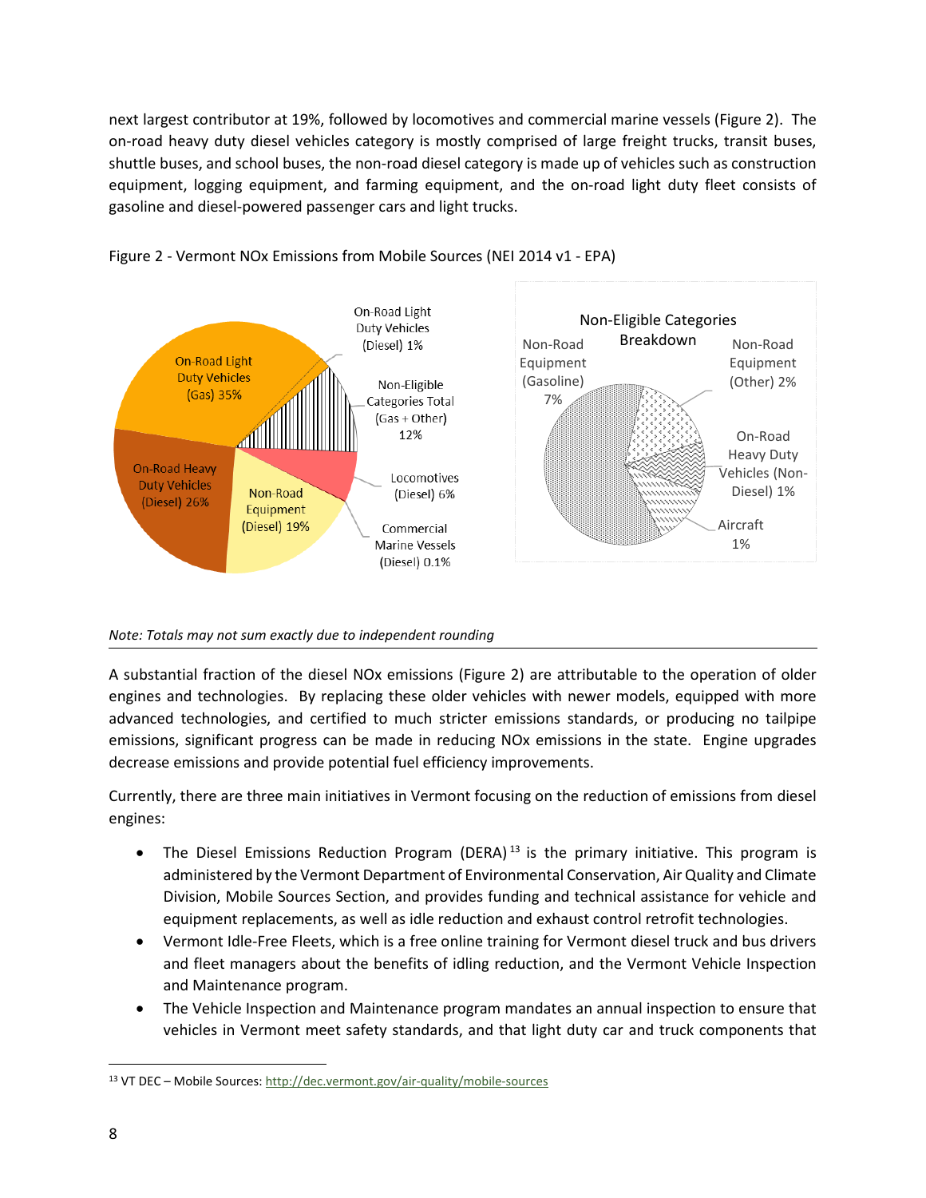next largest contributor at 19%, followed by locomotives and commercial marine vessels (Figure 2). The on-road heavy duty diesel vehicles category is mostly comprised of large freight trucks, transit buses, shuttle buses, and school buses, the non-road diesel category is made up of vehicles such as construction equipment, logging equipment, and farming equipment, and the on-road light duty fleet consists of gasoline and diesel-powered passenger cars and light trucks.

Figure 2 - Vermont NOx Emissions from Mobile Sources (NEI 2014 v1 - EPA)

*Note: Totals may not sum exactly due to independent rounding*

---

A substantial fraction of the diesel NOx emissions (Figure 2) are attributable to the operation of older engines and technologies. By replacing these older vehicles with newer models, equipped with more advanced technologies, and certified to much stricter emissions standards, or producing no tailpipe emissions, significant progress can be made in reducing NOx emissions in the state. Engine upgrades decrease emissions and provide potential fuel efficiency improvements.

Currently, there are three main initiatives in Vermont focusing on the reduction of emissions from diesel engines:

- The Diesel Emissions Reduction Program (DERA) [13] is the primary initiative. This program is administered by the Vermont Department of Environmental Conservation, Air Quality and Climate Division, Mobile Sources Section, and provides funding and technical assistance for vehicle and equipment replacements, as well as idle reduction and exhaust control retrofit technologies.
- Vermont Idle-Free Fleets, which is a free online training for Vermont diesel truck and bus drivers and fleet managers about the benefits of idling reduction, and the Vermont Vehicle Inspection and Maintenance program.
- The Vehicle Inspection and Maintenance program mandates an annual inspection to ensure that vehicles in Vermont meet safety standards, and that light duty car and truck components that

---

[13] VT DEC – Mobile Sources: http://dec.vermont.gov/air-quality/mobile-sources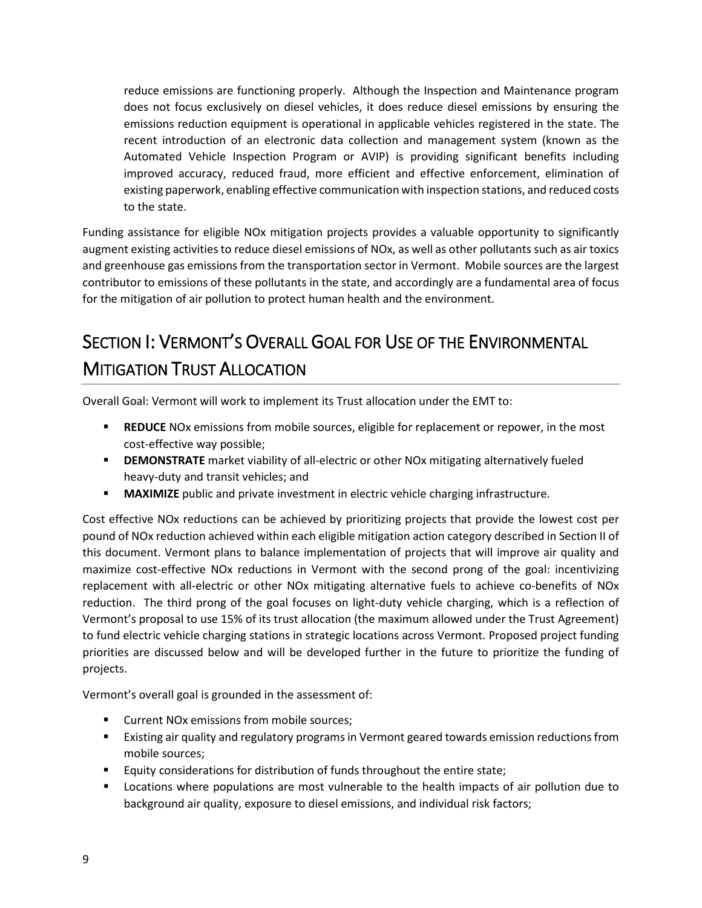reduce emissions are functioning properly. Although the Inspection and Maintenance program does not focus exclusively on diesel vehicles, it does reduce diesel emissions by ensuring the emissions reduction equipment is operational in applicable vehicles registered in the state. The recent introduction of an electronic data collection and management system (known as the Automated Vehicle Inspection Program or AVIP) is providing significant benefits including improved accuracy, reduced fraud, more efficient and effective enforcement, elimination of existing paperwork, enabling effective communication with inspection stations, and reduced costs to the state.

Funding assistance for eligible NOx mitigation projects provides a valuable opportunity to significantly augment existing activities to reduce diesel emissions of NOx, as well as other pollutants such as air toxics and greenhouse gas emissions from the transportation sector in Vermont. Mobile sources are the largest contributor to emissions of these pollutants in the state, and accordingly are a fundamental area of focus for the mitigation of air pollution to protect human health and the environment.

## Section I: Vermont's Overall Goal for Use of the Environmental Mitigation Trust Allocation

Overall Goal: Vermont will work to implement its Trust allocation under the EMT to:

- **REDUCE** NOx emissions from mobile sources, eligible for replacement or repower, in the most cost-effective way possible;
- **DEMONSTRATE** market viability of all-electric or other NOx mitigating alternatively fueled heavy-duty and transit vehicles; and
- **MAXIMIZE** public and private investment in electric vehicle charging infrastructure.

Cost effective NOx reductions can be achieved by prioritizing projects that provide the lowest cost per pound of NOx reduction achieved within each eligible mitigation action category described in Section II of this document. Vermont plans to balance implementation of projects that will improve air quality and maximize cost-effective NOx reductions in Vermont with the second prong of the goal: incentivizing replacement with all-electric or other NOx mitigating alternative fuels to achieve co-benefits of NOx reduction. The third prong of the goal focuses on light-duty vehicle charging, which is a reflection of Vermont's proposal to use 15% of its trust allocation (the maximum allowed under the Trust Agreement) to fund electric vehicle charging stations in strategic locations across Vermont. Proposed project funding priorities are discussed below and will be developed further in the future to prioritize the funding of projects.

Vermont's overall goal is grounded in the assessment of:

- Current NOx emissions from mobile sources;
- Existing air quality and regulatory programs in Vermont geared towards emission reductions from mobile sources;
- Equity considerations for distribution of funds throughout the entire state;
- Locations where populations are most vulnerable to the health impacts of air pollution due to background air quality, exposure to diesel emissions, and individual risk factors;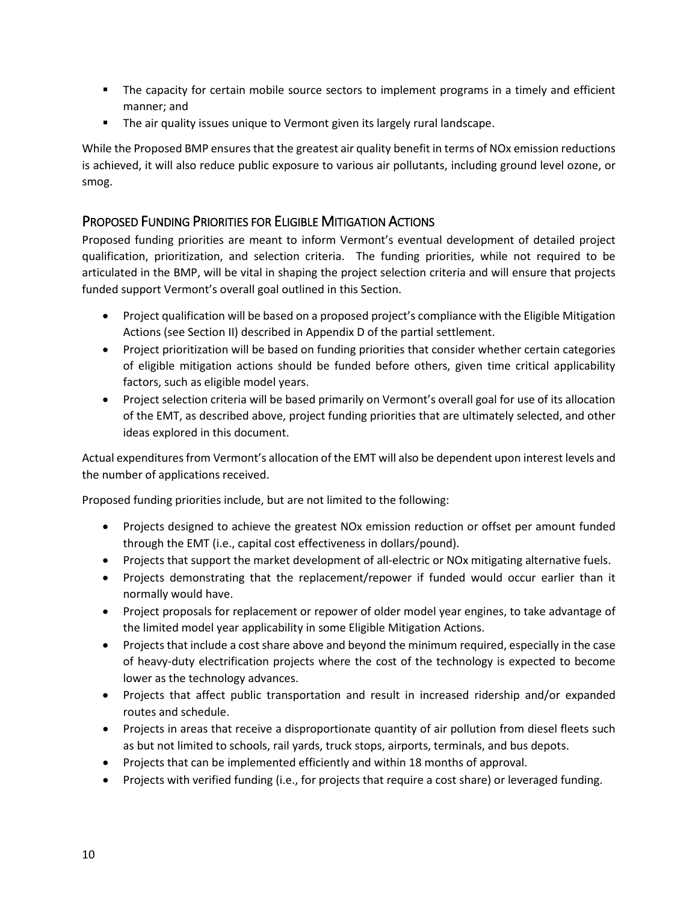- The capacity for certain mobile source sectors to implement programs in a timely and efficient manner; and
- The air quality issues unique to Vermont given its largely rural landscape.

While the Proposed BMP ensures that the greatest air quality benefit in terms of NOx emission reductions is achieved, it will also reduce public exposure to various air pollutants, including ground level ozone, or smog.

## PROPOSED FUNDING PRIORITIES FOR ELIGIBLE MITIGATION ACTIONS

Proposed funding priorities are meant to inform Vermont's eventual development of detailed project qualification, prioritization, and selection criteria. The funding priorities, while not required to be articulated in the BMP, will be vital in shaping the project selection criteria and will ensure that projects funded support Vermont's overall goal outlined in this Section.

- Project qualification will be based on a proposed project's compliance with the Eligible Mitigation Actions (see Section II) described in Appendix D of the partial settlement.
- Project prioritization will be based on funding priorities that consider whether certain categories of eligible mitigation actions should be funded before others, given time critical applicability factors, such as eligible model years.
- Project selection criteria will be based primarily on Vermont's overall goal for use of its allocation of the EMT, as described above, project funding priorities that are ultimately selected, and other ideas explored in this document.

Actual expenditures from Vermont's allocation of the EMT will also be dependent upon interest levels and the number of applications received.

Proposed funding priorities include, but are not limited to the following:

- Projects designed to achieve the greatest NOx emission reduction or offset per amount funded through the EMT (i.e., capital cost effectiveness in dollars/pound).
- Projects that support the market development of all-electric or NOx mitigating alternative fuels.
- Projects demonstrating that the replacement/repower if funded would occur earlier than it normally would have.
- Project proposals for replacement or repower of older model year engines, to take advantage of the limited model year applicability in some Eligible Mitigation Actions.
- Projects that include a cost share above and beyond the minimum required, especially in the case of heavy-duty electrification projects where the cost of the technology is expected to become lower as the technology advances.
- Projects that affect public transportation and result in increased ridership and/or expanded routes and schedule.
- Projects in areas that receive a disproportionate quantity of air pollution from diesel fleets such as but not limited to schools, rail yards, truck stops, airports, terminals, and bus depots.
- Projects that can be implemented efficiently and within 18 months of approval.
- Projects with verified funding (i.e., for projects that require a cost share) or leveraged funding.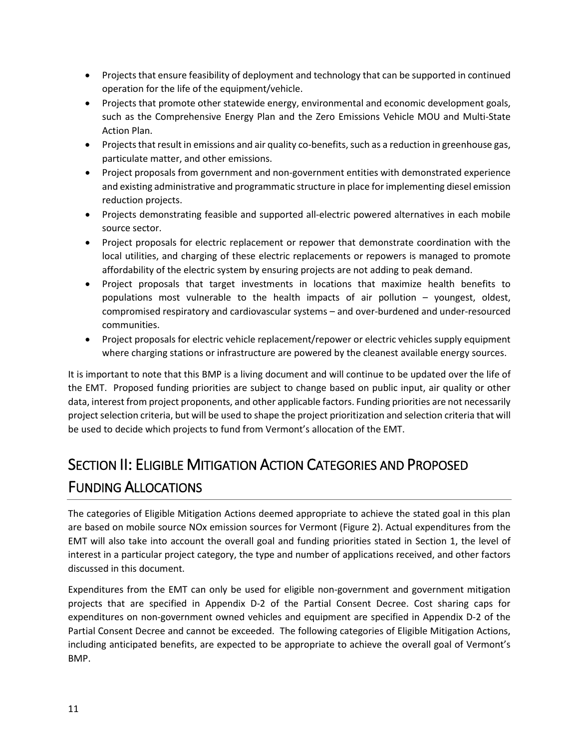- Projects that ensure feasibility of deployment and technology that can be supported in continued operation for the life of the equipment/vehicle.
- Projects that promote other statewide energy, environmental and economic development goals, such as the Comprehensive Energy Plan and the Zero Emissions Vehicle MOU and Multi-State Action Plan.
- Projects that result in emissions and air quality co-benefits, such as a reduction in greenhouse gas, particulate matter, and other emissions.
- Project proposals from government and non-government entities with demonstrated experience and existing administrative and programmatic structure in place for implementing diesel emission reduction projects.
- Projects demonstrating feasible and supported all-electric powered alternatives in each mobile source sector.
- Project proposals for electric replacement or repower that demonstrate coordination with the local utilities, and charging of these electric replacements or repowers is managed to promote affordability of the electric system by ensuring projects are not adding to peak demand.
- Project proposals that target investments in locations that maximize health benefits to populations most vulnerable to the health impacts of air pollution – youngest, oldest, compromised respiratory and cardiovascular systems – and over-burdened and under-resourced communities.
- Project proposals for electric vehicle replacement/repower or electric vehicles supply equipment where charging stations or infrastructure are powered by the cleanest available energy sources.

It is important to note that this BMP is a living document and will continue to be updated over the life of the EMT. Proposed funding priorities are subject to change based on public input, air quality or other data, interest from project proponents, and other applicable factors. Funding priorities are not necessarily project selection criteria, but will be used to shape the project prioritization and selection criteria that will be used to decide which projects to fund from Vermont's allocation of the EMT.

# Section II: Eligible Mitigation Action Categories and Proposed Funding Allocations

The categories of Eligible Mitigation Actions deemed appropriate to achieve the stated goal in this plan are based on mobile source NOx emission sources for Vermont (Figure 2). Actual expenditures from the EMT will also take into account the overall goal and funding priorities stated in Section 1, the level of interest in a particular project category, the type and number of applications received, and other factors discussed in this document.

Expenditures from the EMT can only be used for eligible non-government and government mitigation projects that are specified in Appendix D-2 of the Partial Consent Decree. Cost sharing caps for expenditures on non-government owned vehicles and equipment are specified in Appendix D-2 of the Partial Consent Decree and cannot be exceeded. The following categories of Eligible Mitigation Actions, including anticipated benefits, are expected to be appropriate to achieve the overall goal of Vermont's BMP.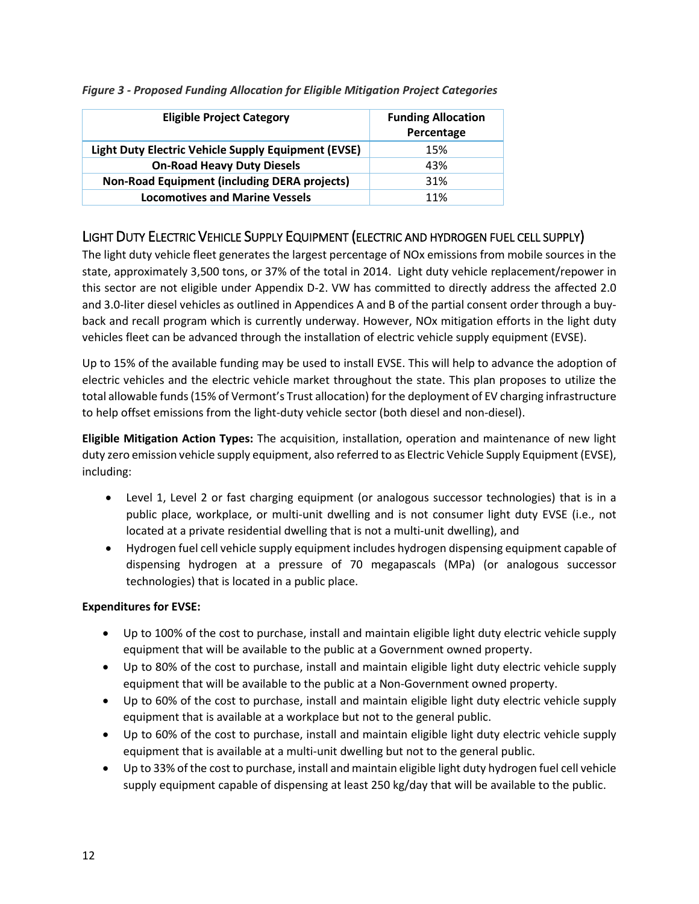*Figure 3 - Proposed Funding Allocation for Eligible Mitigation Project Categories*

| Eligible Project Category | Funding Allocation Percentage |
|---|---|
| **Light Duty Electric Vehicle Supply Equipment (EVSE)** | 15% |
| **On-Road Heavy Duty Diesels** | 43% |
| **Non-Road Equipment (including DERA projects)** | 31% |
| **Locomotives and Marine Vessels** | 11% |

## Light Duty Electric Vehicle Supply Equipment (electric and hydrogen fuel cell supply)

The light duty vehicle fleet generates the largest percentage of NOx emissions from mobile sources in the state, approximately 3,500 tons, or 37% of the total in 2014. Light duty vehicle replacement/repower in this sector are not eligible under Appendix D-2. VW has committed to directly address the affected 2.0 and 3.0-liter diesel vehicles as outlined in Appendices A and B of the partial consent order through a buy-back and recall program which is currently underway. However, NOx mitigation efforts in the light duty vehicles fleet can be advanced through the installation of electric vehicle supply equipment (EVSE).

Up to 15% of the available funding may be used to install EVSE. This will help to advance the adoption of electric vehicles and the electric vehicle market throughout the state. This plan proposes to utilize the total allowable funds (15% of Vermont's Trust allocation) for the deployment of EV charging infrastructure to help offset emissions from the light-duty vehicle sector (both diesel and non-diesel).

**Eligible Mitigation Action Types:** The acquisition, installation, operation and maintenance of new light duty zero emission vehicle supply equipment, also referred to as Electric Vehicle Supply Equipment (EVSE), including:

- Level 1, Level 2 or fast charging equipment (or analogous successor technologies) that is in a public place, workplace, or multi-unit dwelling and is not consumer light duty EVSE (i.e., not located at a private residential dwelling that is not a multi-unit dwelling), and
- Hydrogen fuel cell vehicle supply equipment includes hydrogen dispensing equipment capable of dispensing hydrogen at a pressure of 70 megapascals (MPa) (or analogous successor technologies) that is located in a public place.

**Expenditures for EVSE:**

- Up to 100% of the cost to purchase, install and maintain eligible light duty electric vehicle supply equipment that will be available to the public at a Government owned property.
- Up to 80% of the cost to purchase, install and maintain eligible light duty electric vehicle supply equipment that will be available to the public at a Non-Government owned property.
- Up to 60% of the cost to purchase, install and maintain eligible light duty electric vehicle supply equipment that is available at a workplace but not to the general public.
- Up to 60% of the cost to purchase, install and maintain eligible light duty electric vehicle supply equipment that is available at a multi-unit dwelling but not to the general public.
- Up to 33% of the cost to purchase, install and maintain eligible light duty hydrogen fuel cell vehicle supply equipment capable of dispensing at least 250 kg/day that will be available to the public.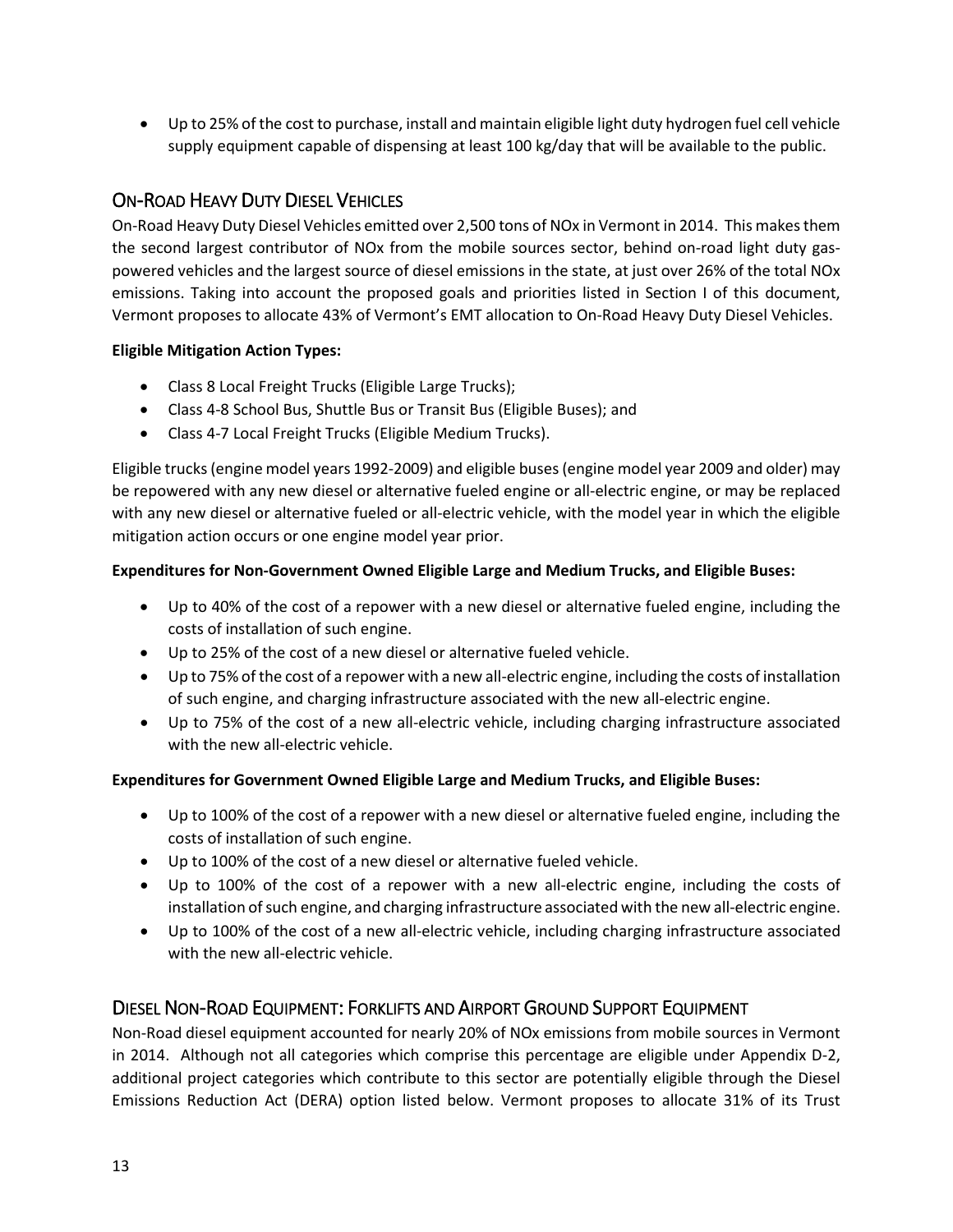- Up to 25% of the cost to purchase, install and maintain eligible light duty hydrogen fuel cell vehicle supply equipment capable of dispensing at least 100 kg/day that will be available to the public.

## On-Road Heavy Duty Diesel Vehicles

On-Road Heavy Duty Diesel Vehicles emitted over 2,500 tons of NOx in Vermont in 2014. This makes them the second largest contributor of NOx from the mobile sources sector, behind on-road light duty gas-powered vehicles and the largest source of diesel emissions in the state, at just over 26% of the total NOx emissions. Taking into account the proposed goals and priorities listed in Section I of this document, Vermont proposes to allocate 43% of Vermont's EMT allocation to On-Road Heavy Duty Diesel Vehicles.

**Eligible Mitigation Action Types:**

- Class 8 Local Freight Trucks (Eligible Large Trucks);
- Class 4-8 School Bus, Shuttle Bus or Transit Bus (Eligible Buses); and
- Class 4-7 Local Freight Trucks (Eligible Medium Trucks).

Eligible trucks (engine model years 1992-2009) and eligible buses (engine model year 2009 and older) may be repowered with any new diesel or alternative fueled engine or all-electric engine, or may be replaced with any new diesel or alternative fueled or all-electric vehicle, with the model year in which the eligible mitigation action occurs or one engine model year prior.

**Expenditures for Non-Government Owned Eligible Large and Medium Trucks, and Eligible Buses:**

- Up to 40% of the cost of a repower with a new diesel or alternative fueled engine, including the costs of installation of such engine.
- Up to 25% of the cost of a new diesel or alternative fueled vehicle.
- Up to 75% of the cost of a repower with a new all-electric engine, including the costs of installation of such engine, and charging infrastructure associated with the new all-electric engine.
- Up to 75% of the cost of a new all-electric vehicle, including charging infrastructure associated with the new all-electric vehicle.

**Expenditures for Government Owned Eligible Large and Medium Trucks, and Eligible Buses:**

- Up to 100% of the cost of a repower with a new diesel or alternative fueled engine, including the costs of installation of such engine.
- Up to 100% of the cost of a new diesel or alternative fueled vehicle.
- Up to 100% of the cost of a repower with a new all-electric engine, including the costs of installation of such engine, and charging infrastructure associated with the new all-electric engine.
- Up to 100% of the cost of a new all-electric vehicle, including charging infrastructure associated with the new all-electric vehicle.

## Diesel Non-Road Equipment: Forklifts and Airport Ground Support Equipment

Non-Road diesel equipment accounted for nearly 20% of NOx emissions from mobile sources in Vermont in 2014. Although not all categories which comprise this percentage are eligible under Appendix D-2, additional project categories which contribute to this sector are potentially eligible through the Diesel Emissions Reduction Act (DERA) option listed below. Vermont proposes to allocate 31% of its Trust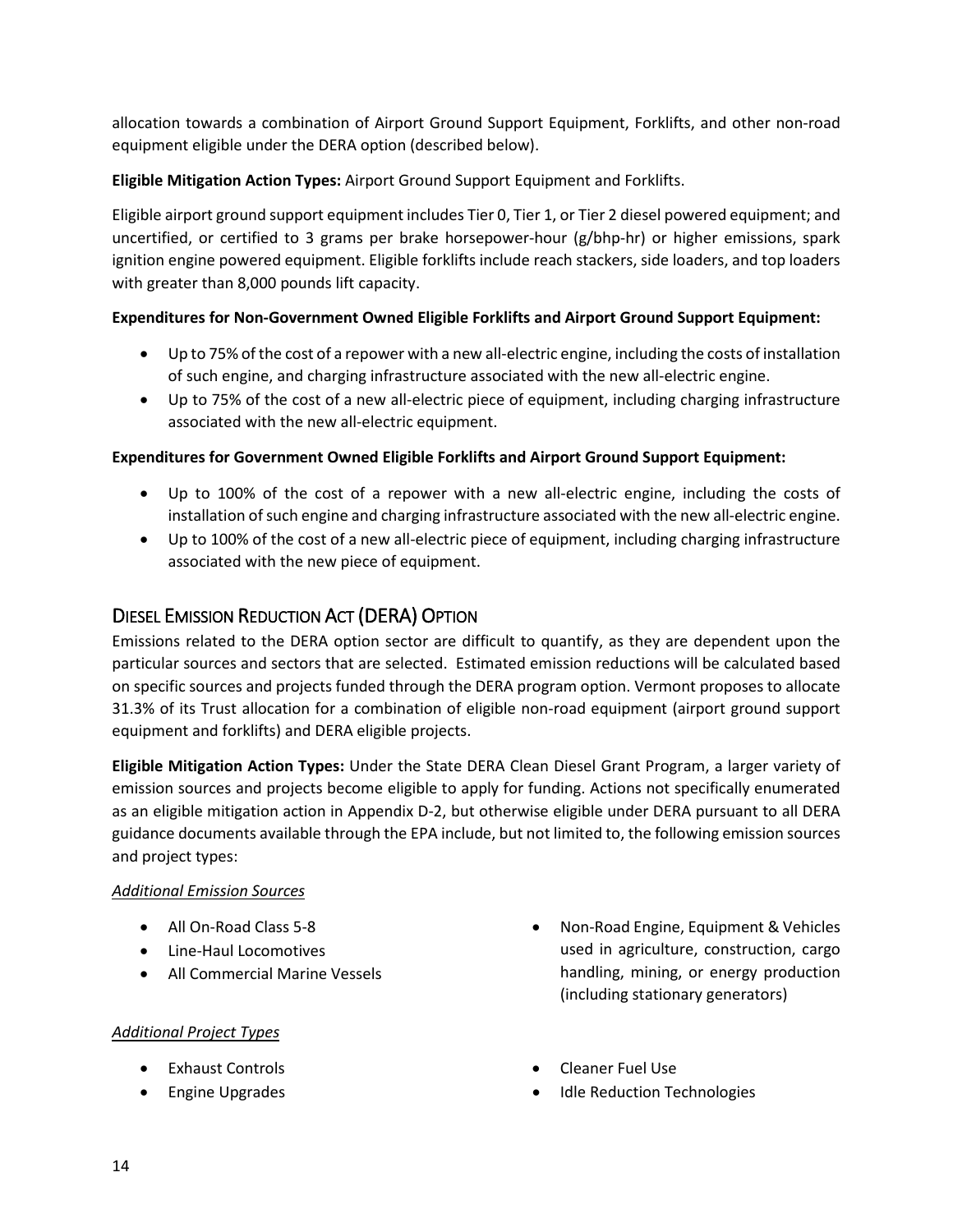allocation towards a combination of Airport Ground Support Equipment, Forklifts, and other non-road equipment eligible under the DERA option (described below).

**Eligible Mitigation Action Types:** Airport Ground Support Equipment and Forklifts.

Eligible airport ground support equipment includes Tier 0, Tier 1, or Tier 2 diesel powered equipment; and uncertified, or certified to 3 grams per brake horsepower-hour (g/bhp-hr) or higher emissions, spark ignition engine powered equipment. Eligible forklifts include reach stackers, side loaders, and top loaders with greater than 8,000 pounds lift capacity.

**Expenditures for Non-Government Owned Eligible Forklifts and Airport Ground Support Equipment:**

- Up to 75% of the cost of a repower with a new all-electric engine, including the costs of installation of such engine, and charging infrastructure associated with the new all-electric engine.
- Up to 75% of the cost of a new all-electric piece of equipment, including charging infrastructure associated with the new all-electric equipment.

**Expenditures for Government Owned Eligible Forklifts and Airport Ground Support Equipment:**

- Up to 100% of the cost of a repower with a new all-electric engine, including the costs of installation of such engine and charging infrastructure associated with the new all-electric engine.
- Up to 100% of the cost of a new all-electric piece of equipment, including charging infrastructure associated with the new piece of equipment.

## Diesel Emission Reduction Act (DERA) Option

Emissions related to the DERA option sector are difficult to quantify, as they are dependent upon the particular sources and sectors that are selected. Estimated emission reductions will be calculated based on specific sources and projects funded through the DERA program option. Vermont proposes to allocate 31.3% of its Trust allocation for a combination of eligible non-road equipment (airport ground support equipment and forklifts) and DERA eligible projects.

**Eligible Mitigation Action Types:** Under the State DERA Clean Diesel Grant Program, a larger variety of emission sources and projects become eligible to apply for funding. Actions not specifically enumerated as an eligible mitigation action in Appendix D-2, but otherwise eligible under DERA pursuant to all DERA guidance documents available through the EPA include, but not limited to, the following emission sources and project types:

*Additional Emission Sources*

- All On-Road Class 5-8
- Line-Haul Locomotives
- All Commercial Marine Vessels
- Non-Road Engine, Equipment & Vehicles used in agriculture, construction, cargo handling, mining, or energy production (including stationary generators)

*Additional Project Types*

- Exhaust Controls
- Engine Upgrades
- Cleaner Fuel Use
- Idle Reduction Technologies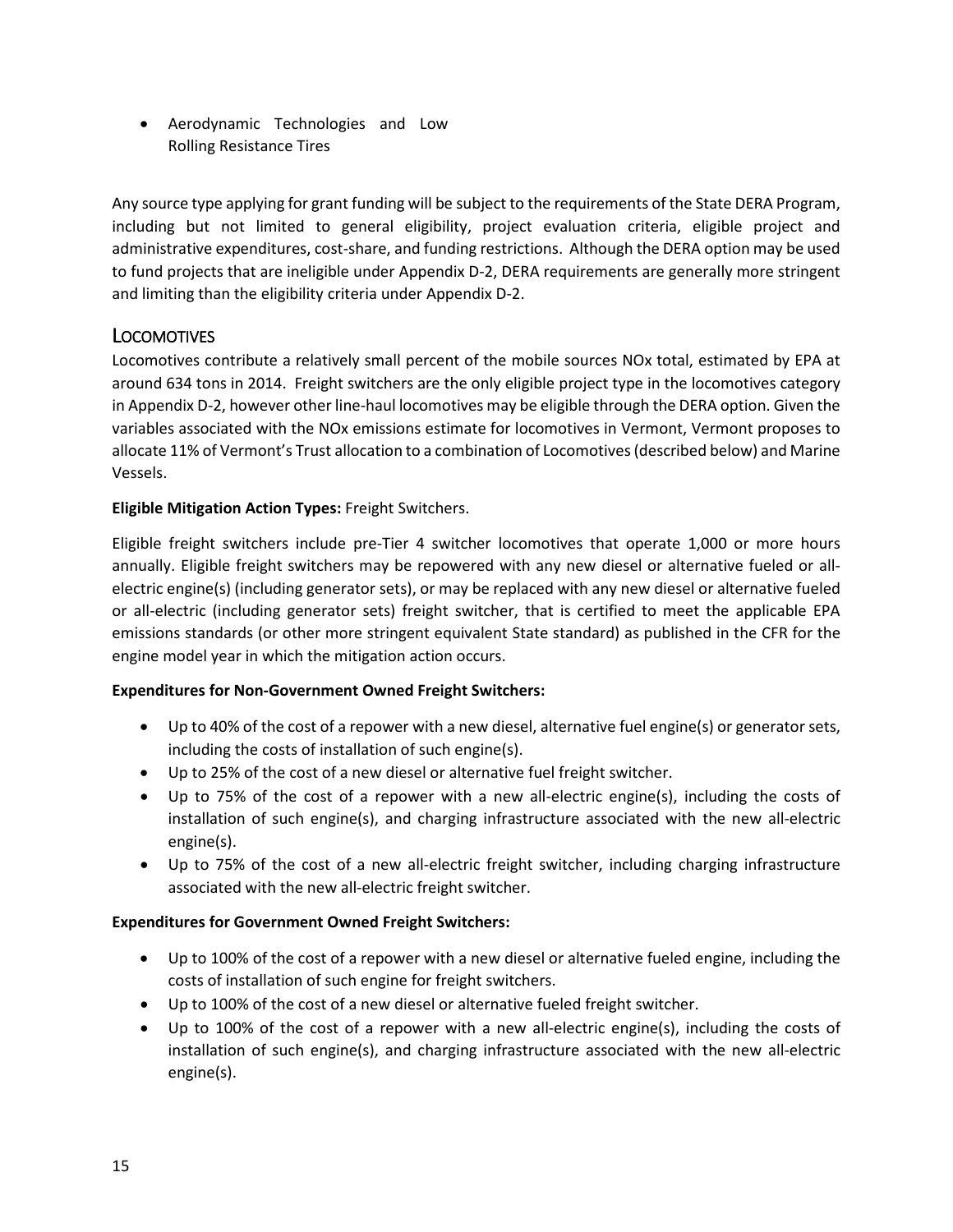- Aerodynamic Technologies and Low Rolling Resistance Tires

Any source type applying for grant funding will be subject to the requirements of the State DERA Program, including but not limited to general eligibility, project evaluation criteria, eligible project and administrative expenditures, cost-share, and funding restrictions. Although the DERA option may be used to fund projects that are ineligible under Appendix D-2, DERA requirements are generally more stringent and limiting than the eligibility criteria under Appendix D-2.

## Locomotives

Locomotives contribute a relatively small percent of the mobile sources NOx total, estimated by EPA at around 634 tons in 2014. Freight switchers are the only eligible project type in the locomotives category in Appendix D-2, however other line-haul locomotives may be eligible through the DERA option. Given the variables associated with the NOx emissions estimate for locomotives in Vermont, Vermont proposes to allocate 11% of Vermont's Trust allocation to a combination of Locomotives (described below) and Marine Vessels.

**Eligible Mitigation Action Types:** Freight Switchers.

Eligible freight switchers include pre-Tier 4 switcher locomotives that operate 1,000 or more hours annually. Eligible freight switchers may be repowered with any new diesel or alternative fueled or all-electric engine(s) (including generator sets), or may be replaced with any new diesel or alternative fueled or all-electric (including generator sets) freight switcher, that is certified to meet the applicable EPA emissions standards (or other more stringent equivalent State standard) as published in the CFR for the engine model year in which the mitigation action occurs.

**Expenditures for Non-Government Owned Freight Switchers:**

- Up to 40% of the cost of a repower with a new diesel, alternative fuel engine(s) or generator sets, including the costs of installation of such engine(s).
- Up to 25% of the cost of a new diesel or alternative fuel freight switcher.
- Up to 75% of the cost of a repower with a new all-electric engine(s), including the costs of installation of such engine(s), and charging infrastructure associated with the new all-electric engine(s).
- Up to 75% of the cost of a new all-electric freight switcher, including charging infrastructure associated with the new all-electric freight switcher.

**Expenditures for Government Owned Freight Switchers:**

- Up to 100% of the cost of a repower with a new diesel or alternative fueled engine, including the costs of installation of such engine for freight switchers.
- Up to 100% of the cost of a new diesel or alternative fueled freight switcher.
- Up to 100% of the cost of a repower with a new all-electric engine(s), including the costs of installation of such engine(s), and charging infrastructure associated with the new all-electric engine(s).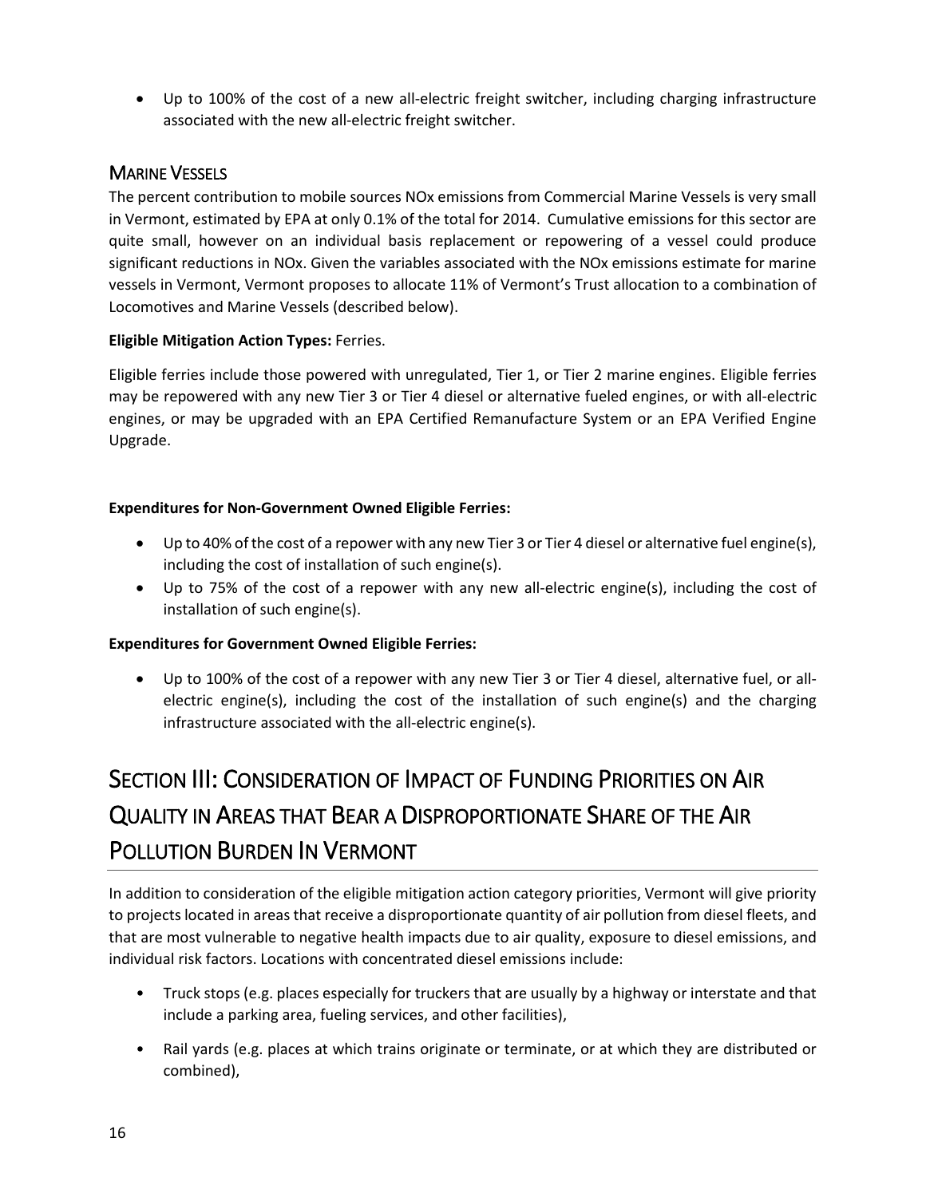- Up to 100% of the cost of a new all-electric freight switcher, including charging infrastructure associated with the new all-electric freight switcher.

## Marine Vessels

The percent contribution to mobile sources NOx emissions from Commercial Marine Vessels is very small in Vermont, estimated by EPA at only 0.1% of the total for 2014. Cumulative emissions for this sector are quite small, however on an individual basis replacement or repowering of a vessel could produce significant reductions in NOx. Given the variables associated with the NOx emissions estimate for marine vessels in Vermont, Vermont proposes to allocate 11% of Vermont's Trust allocation to a combination of Locomotives and Marine Vessels (described below).

**Eligible Mitigation Action Types:** Ferries.

Eligible ferries include those powered with unregulated, Tier 1, or Tier 2 marine engines. Eligible ferries may be repowered with any new Tier 3 or Tier 4 diesel or alternative fueled engines, or with all-electric engines, or may be upgraded with an EPA Certified Remanufacture System or an EPA Verified Engine Upgrade.

**Expenditures for Non-Government Owned Eligible Ferries:**

- Up to 40% of the cost of a repower with any new Tier 3 or Tier 4 diesel or alternative fuel engine(s), including the cost of installation of such engine(s).
- Up to 75% of the cost of a repower with any new all-electric engine(s), including the cost of installation of such engine(s).

**Expenditures for Government Owned Eligible Ferries:**

- Up to 100% of the cost of a repower with any new Tier 3 or Tier 4 diesel, alternative fuel, or all-electric engine(s), including the cost of the installation of such engine(s) and the charging infrastructure associated with the all-electric engine(s).

# Section III: Consideration of Impact of Funding Priorities on Air Quality in Areas that Bear a Disproportionate Share of the Air Pollution Burden In Vermont

In addition to consideration of the eligible mitigation action category priorities, Vermont will give priority to projects located in areas that receive a disproportionate quantity of air pollution from diesel fleets, and that are most vulnerable to negative health impacts due to air quality, exposure to diesel emissions, and individual risk factors. Locations with concentrated diesel emissions include:

- Truck stops (e.g. places especially for truckers that are usually by a highway or interstate and that include a parking area, fueling services, and other facilities),
- Rail yards (e.g. places at which trains originate or terminate, or at which they are distributed or combined),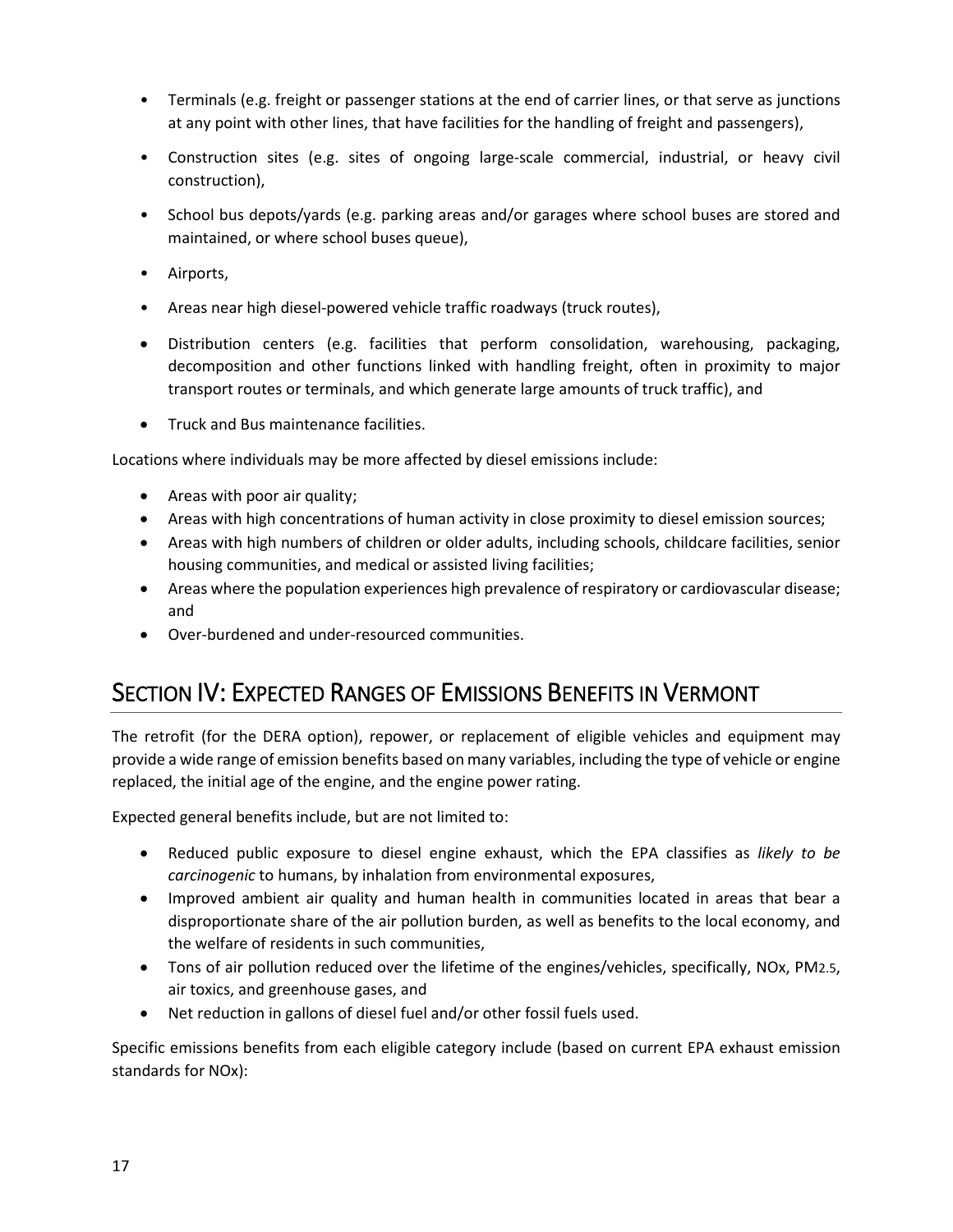- Terminals (e.g. freight or passenger stations at the end of carrier lines, or that serve as junctions at any point with other lines, that have facilities for the handling of freight and passengers),
- Construction sites (e.g. sites of ongoing large-scale commercial, industrial, or heavy civil construction),
- School bus depots/yards (e.g. parking areas and/or garages where school buses are stored and maintained, or where school buses queue),
- Airports,
- Areas near high diesel-powered vehicle traffic roadways (truck routes),
- Distribution centers (e.g. facilities that perform consolidation, warehousing, packaging, decomposition and other functions linked with handling freight, often in proximity to major transport routes or terminals, and which generate large amounts of truck traffic), and
- Truck and Bus maintenance facilities.

Locations where individuals may be more affected by diesel emissions include:

- Areas with poor air quality;
- Areas with high concentrations of human activity in close proximity to diesel emission sources;
- Areas with high numbers of children or older adults, including schools, childcare facilities, senior housing communities, and medical or assisted living facilities;
- Areas where the population experiences high prevalence of respiratory or cardiovascular disease; and
- Over-burdened and under-resourced communities.

## SECTION IV: EXPECTED RANGES OF EMISSIONS BENEFITS IN VERMONT

The retrofit (for the DERA option), repower, or replacement of eligible vehicles and equipment may provide a wide range of emission benefits based on many variables, including the type of vehicle or engine replaced, the initial age of the engine, and the engine power rating.

Expected general benefits include, but are not limited to:

- Reduced public exposure to diesel engine exhaust, which the EPA classifies as *likely to be carcinogenic* to humans, by inhalation from environmental exposures,
- Improved ambient air quality and human health in communities located in areas that bear a disproportionate share of the air pollution burden, as well as benefits to the local economy, and the welfare of residents in such communities,
- Tons of air pollution reduced over the lifetime of the engines/vehicles, specifically, NOx, $PM_{2.5}$, air toxics, and greenhouse gases, and
- Net reduction in gallons of diesel fuel and/or other fossil fuels used.

Specific emissions benefits from each eligible category include (based on current EPA exhaust emission standards for NOx):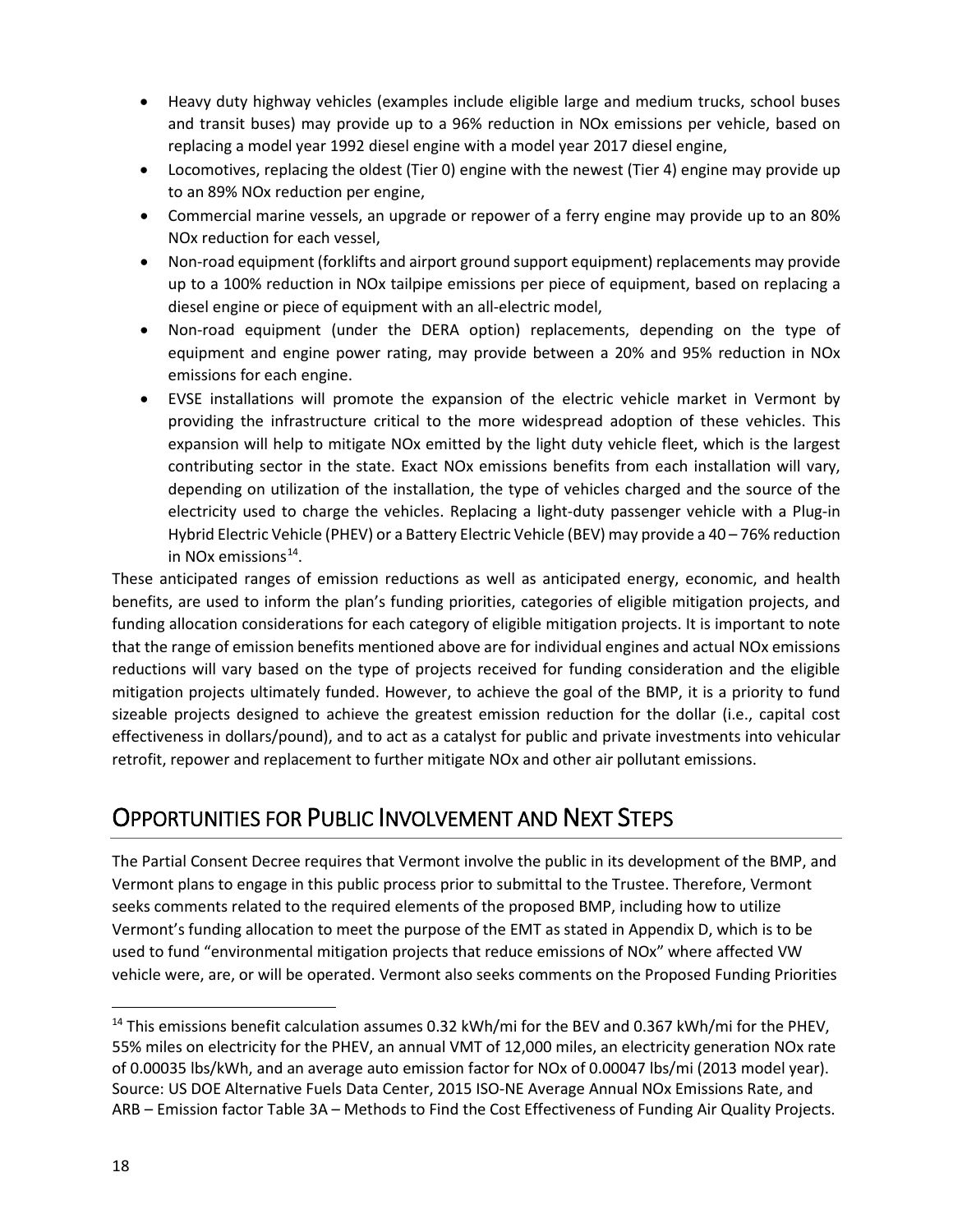- Heavy duty highway vehicles (examples include eligible large and medium trucks, school buses and transit buses) may provide up to a 96% reduction in NOx emissions per vehicle, based on replacing a model year 1992 diesel engine with a model year 2017 diesel engine,
- Locomotives, replacing the oldest (Tier 0) engine with the newest (Tier 4) engine may provide up to an 89% NOx reduction per engine,
- Commercial marine vessels, an upgrade or repower of a ferry engine may provide up to an 80% NOx reduction for each vessel,
- Non-road equipment (forklifts and airport ground support equipment) replacements may provide up to a 100% reduction in NOx tailpipe emissions per piece of equipment, based on replacing a diesel engine or piece of equipment with an all-electric model,
- Non-road equipment (under the DERA option) replacements, depending on the type of equipment and engine power rating, may provide between a 20% and 95% reduction in NOx emissions for each engine.
- EVSE installations will promote the expansion of the electric vehicle market in Vermont by providing the infrastructure critical to the more widespread adoption of these vehicles. This expansion will help to mitigate NOx emitted by the light duty vehicle fleet, which is the largest contributing sector in the state. Exact NOx emissions benefits from each installation will vary, depending on utilization of the installation, the type of vehicles charged and the source of the electricity used to charge the vehicles. Replacing a light-duty passenger vehicle with a Plug-in Hybrid Electric Vehicle (PHEV) or a Battery Electric Vehicle (BEV) may provide a 40 – 76% reduction in NOx emissions[14].

These anticipated ranges of emission reductions as well as anticipated energy, economic, and health benefits, are used to inform the plan's funding priorities, categories of eligible mitigation projects, and funding allocation considerations for each category of eligible mitigation projects. It is important to note that the range of emission benefits mentioned above are for individual engines and actual NOx emissions reductions will vary based on the type of projects received for funding consideration and the eligible mitigation projects ultimately funded. However, to achieve the goal of the BMP, it is a priority to fund sizeable projects designed to achieve the greatest emission reduction for the dollar (i.e., capital cost effectiveness in dollars/pound), and to act as a catalyst for public and private investments into vehicular retrofit, repower and replacement to further mitigate NOx and other air pollutant emissions.

## Opportunities for Public Involvement and Next Steps

The Partial Consent Decree requires that Vermont involve the public in its development of the BMP, and Vermont plans to engage in this public process prior to submittal to the Trustee. Therefore, Vermont seeks comments related to the required elements of the proposed BMP, including how to utilize Vermont's funding allocation to meet the purpose of the EMT as stated in Appendix D, which is to be used to fund "environmental mitigation projects that reduce emissions of NOx" where affected VW vehicle were, are, or will be operated. Vermont also seeks comments on the Proposed Funding Priorities

---

[14] This emissions benefit calculation assumes 0.32 kWh/mi for the BEV and 0.367 kWh/mi for the PHEV, 55% miles on electricity for the PHEV, an annual VMT of 12,000 miles, an electricity generation NOx rate of 0.00035 lbs/kWh, and an average auto emission factor for NOx of 0.00047 lbs/mi (2013 model year). Source: US DOE Alternative Fuels Data Center, 2015 ISO-NE Average Annual NOx Emissions Rate, and ARB – Emission factor Table 3A – Methods to Find the Cost Effectiveness of Funding Air Quality Projects.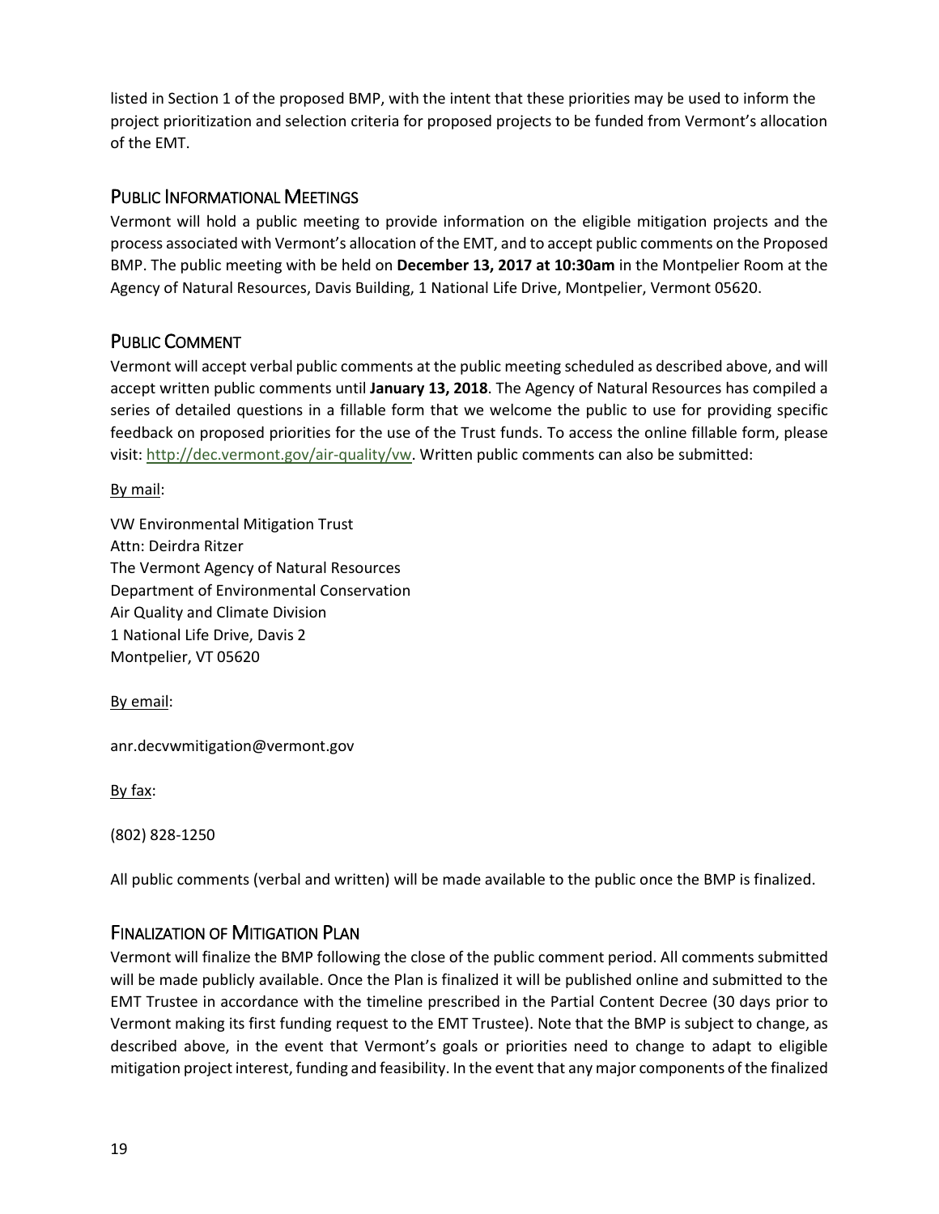listed in Section 1 of the proposed BMP, with the intent that these priorities may be used to inform the project prioritization and selection criteria for proposed projects to be funded from Vermont's allocation of the EMT.

## Public Informational Meetings

Vermont will hold a public meeting to provide information on the eligible mitigation projects and the process associated with Vermont's allocation of the EMT, and to accept public comments on the Proposed BMP. The public meeting with be held on **December 13, 2017 at 10:30am** in the Montpelier Room at the Agency of Natural Resources, Davis Building, 1 National Life Drive, Montpelier, Vermont 05620.

## Public Comment

Vermont will accept verbal public comments at the public meeting scheduled as described above, and will accept written public comments until **January 13, 2018**. The Agency of Natural Resources has compiled a series of detailed questions in a fillable form that we welcome the public to use for providing specific feedback on proposed priorities for the use of the Trust funds. To access the online fillable form, please visit: http://dec.vermont.gov/air-quality/vw. Written public comments can also be submitted:

By mail:

VW Environmental Mitigation Trust  
Attn: Deirdra Ritzer  
The Vermont Agency of Natural Resources  
Department of Environmental Conservation  
Air Quality and Climate Division  
1 National Life Drive, Davis 2  
Montpelier, VT 05620

By email:

anr.decvwmitigation@vermont.gov

By fax:

(802) 828-1250

All public comments (verbal and written) will be made available to the public once the BMP is finalized.

## Finalization of Mitigation Plan

Vermont will finalize the BMP following the close of the public comment period. All comments submitted will be made publicly available. Once the Plan is finalized it will be published online and submitted to the EMT Trustee in accordance with the timeline prescribed in the Partial Content Decree (30 days prior to Vermont making its first funding request to the EMT Trustee). Note that the BMP is subject to change, as described above, in the event that Vermont's goals or priorities need to change to adapt to eligible mitigation project interest, funding and feasibility. In the event that any major components of the finalized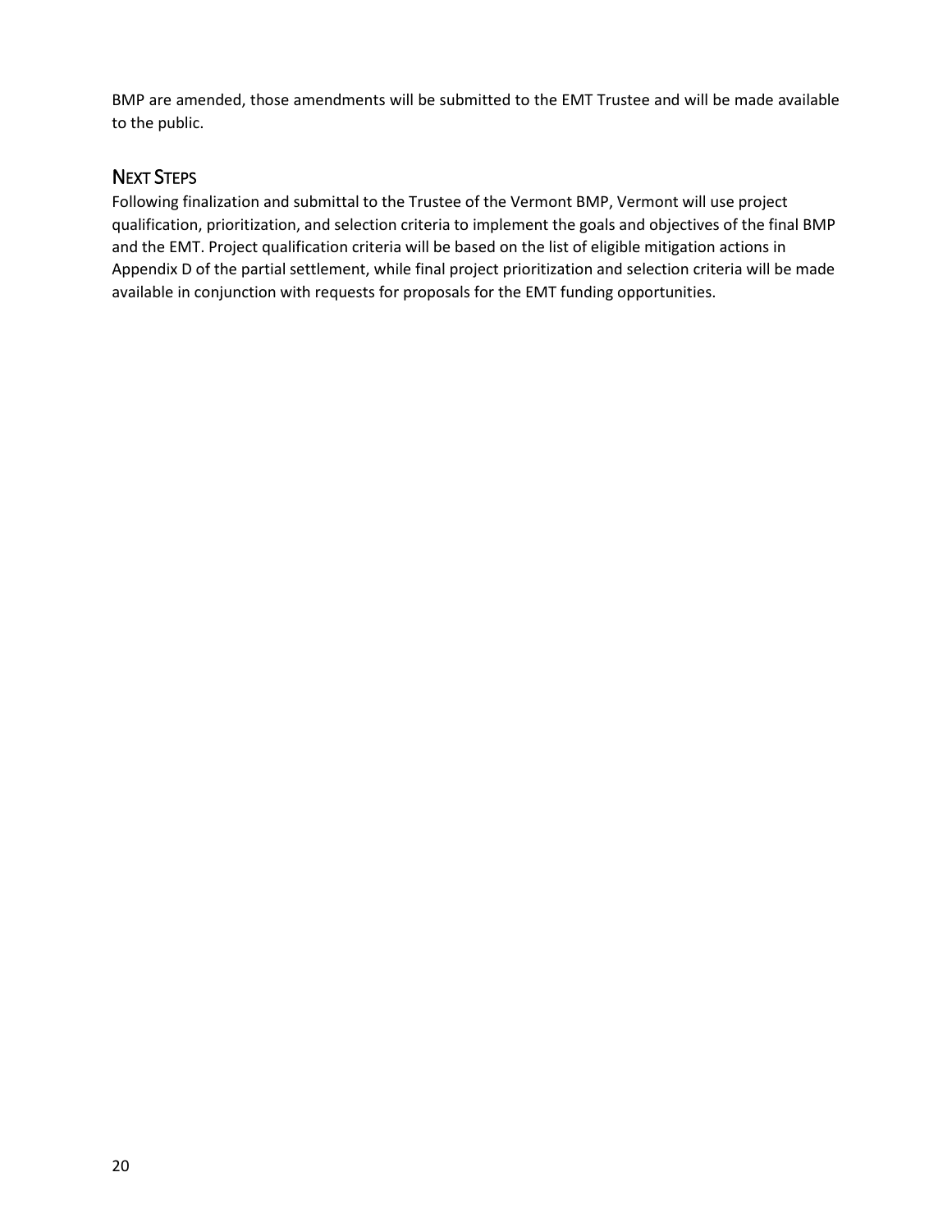BMP are amended, those amendments will be submitted to the EMT Trustee and will be made available to the public.

## NEXT STEPS

Following finalization and submittal to the Trustee of the Vermont BMP, Vermont will use project qualification, prioritization, and selection criteria to implement the goals and objectives of the final BMP and the EMT. Project qualification criteria will be based on the list of eligible mitigation actions in Appendix D of the partial settlement, while final project prioritization and selection criteria will be made available in conjunction with requests for proposals for the EMT funding opportunities.